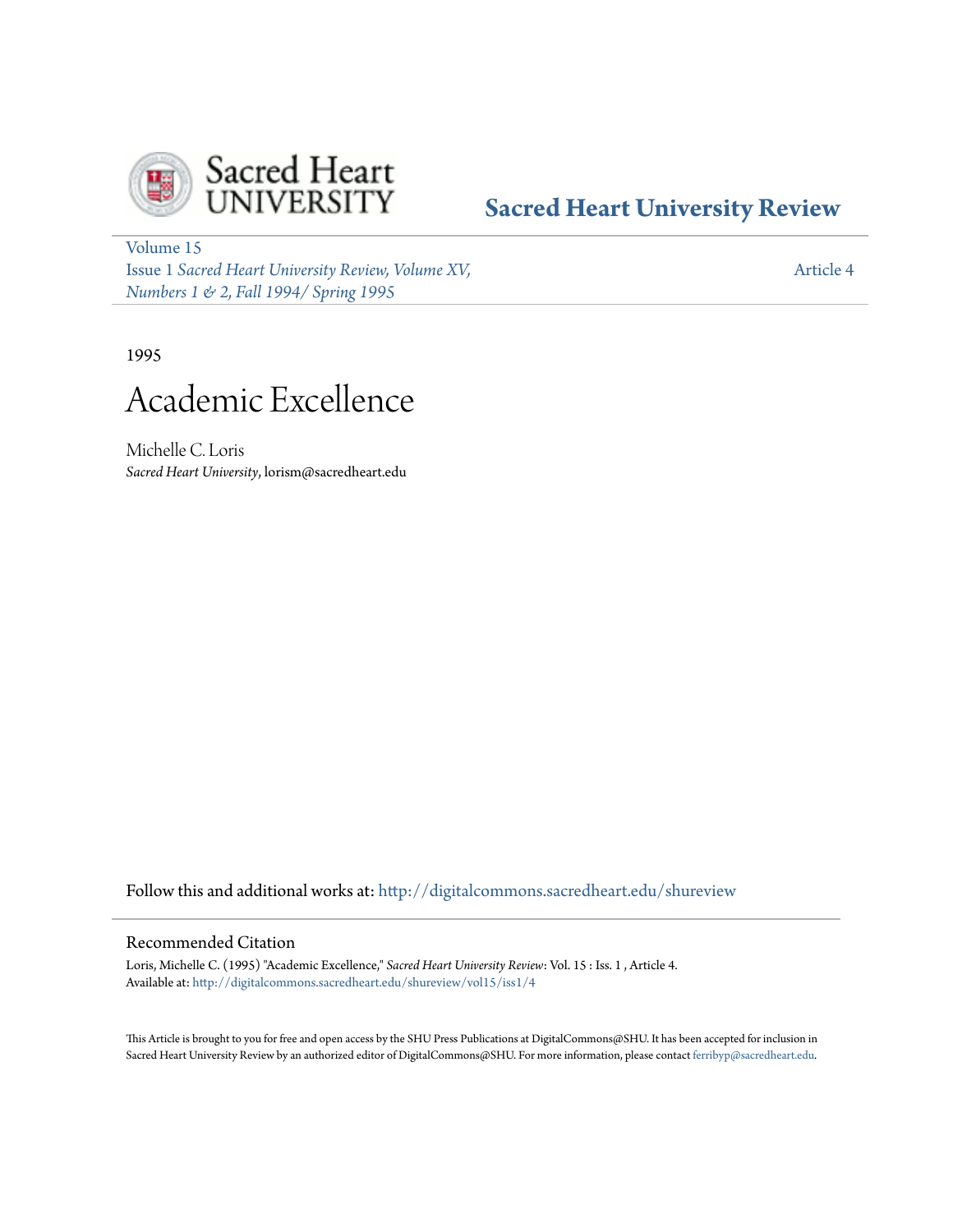Sacred Heart UNIVERSITY

**Sacred Heart University Review**

Volume 15
Issue 1 *Sacred Heart University Review, Volume XV, Numbers 1 & 2, Fall 1994/ Spring 1995*

Article 4

1995

# Academic Excellence

Michelle C. Loris
*Sacred Heart University*, lorism@sacredheart.edu

Follow this and additional works at: http://digitalcommons.sacredheart.edu/shureview

## Recommended Citation

Loris, Michelle C. (1995) "Academic Excellence," *Sacred Heart University Review*: Vol. 15 : Iss. 1 , Article 4.
Available at: http://digitalcommons.sacredheart.edu/shureview/vol15/iss1/4

This Article is brought to you for free and open access by the SHU Press Publications at DigitalCommons@SHU. It has been accepted for inclusion in Sacred Heart University Review by an authorized editor of DigitalCommons@SHU. For more information, please contact ferribyp@sacredheart.edu.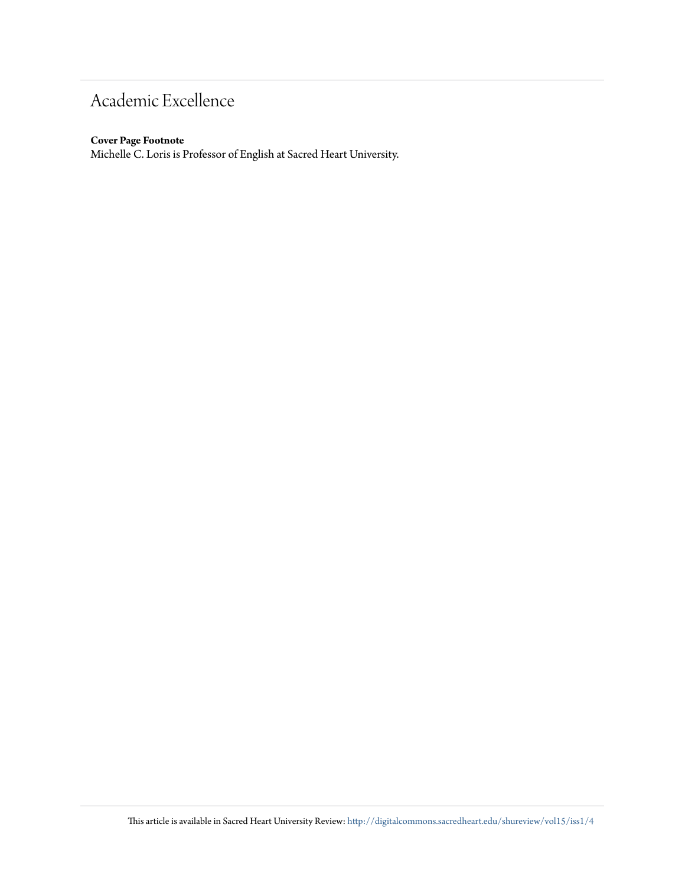# Academic Excellence

**Cover Page Footnote**

Michelle C. Loris is Professor of English at Sacred Heart University.

This article is available in Sacred Heart University Review: http://digitalcommons.sacredheart.edu/shureview/vol15/iss1/4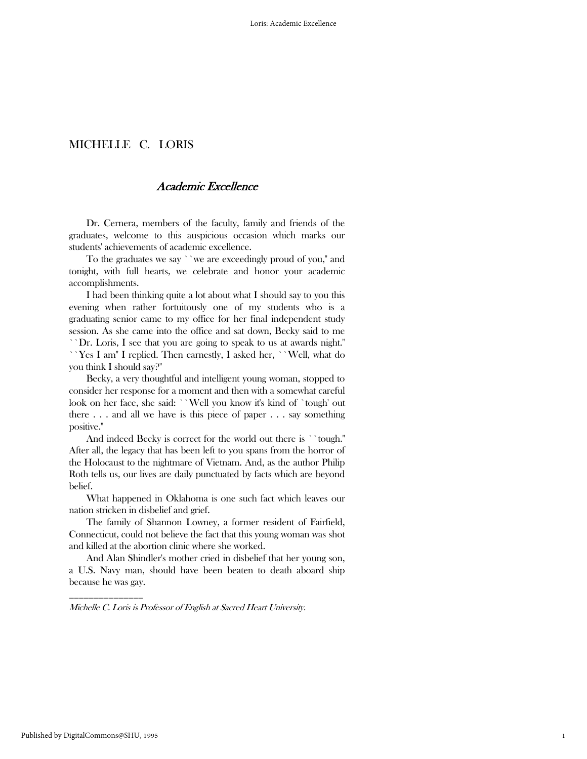# MICHELLE C. LORIS

## *Academic Excellence*

Dr. Cernera, members of the faculty, family and friends of the graduates, welcome to this auspicious occasion which marks our students' achievements of academic excellence.

To the graduates we say "we are exceedingly proud of you," and tonight, with full hearts, we celebrate and honor your academic accomplishments.

I had been thinking quite a lot about what I should say to you this evening when rather fortuitously one of my students who is a graduating senior came to my office for her final independent study session. As she came into the office and sat down, Becky said to me "Dr. Loris, I see that you are going to speak to us at awards night." "Yes I am" I replied. Then earnestly, I asked her, "Well, what do you think I should say?"

Becky, a very thoughtful and intelligent young woman, stopped to consider her response for a moment and then with a somewhat careful look on her face, she said: "Well you know it's kind of 'tough' out there . . . and all we have is this piece of paper . . . say something positive."

And indeed Becky is correct for the world out there is "tough." After all, the legacy that has been left to you spans from the horror of the Holocaust to the nightmare of Vietnam. And, as the author Philip Roth tells us, our lives are daily punctuated by facts which are beyond belief.

What happened in Oklahoma is one such fact which leaves our nation stricken in disbelief and grief.

The family of Shannon Lowney, a former resident of Fairfield, Connecticut, could not believe the fact that this young woman was shot and killed at the abortion clinic where she worked.

And Alan Shindler's mother cried in disbelief that her young son, a U.S. Navy man, should have been beaten to death aboard ship because he was gay.

---

*Michelle C. Loris is Professor of English at Sacred Heart University.*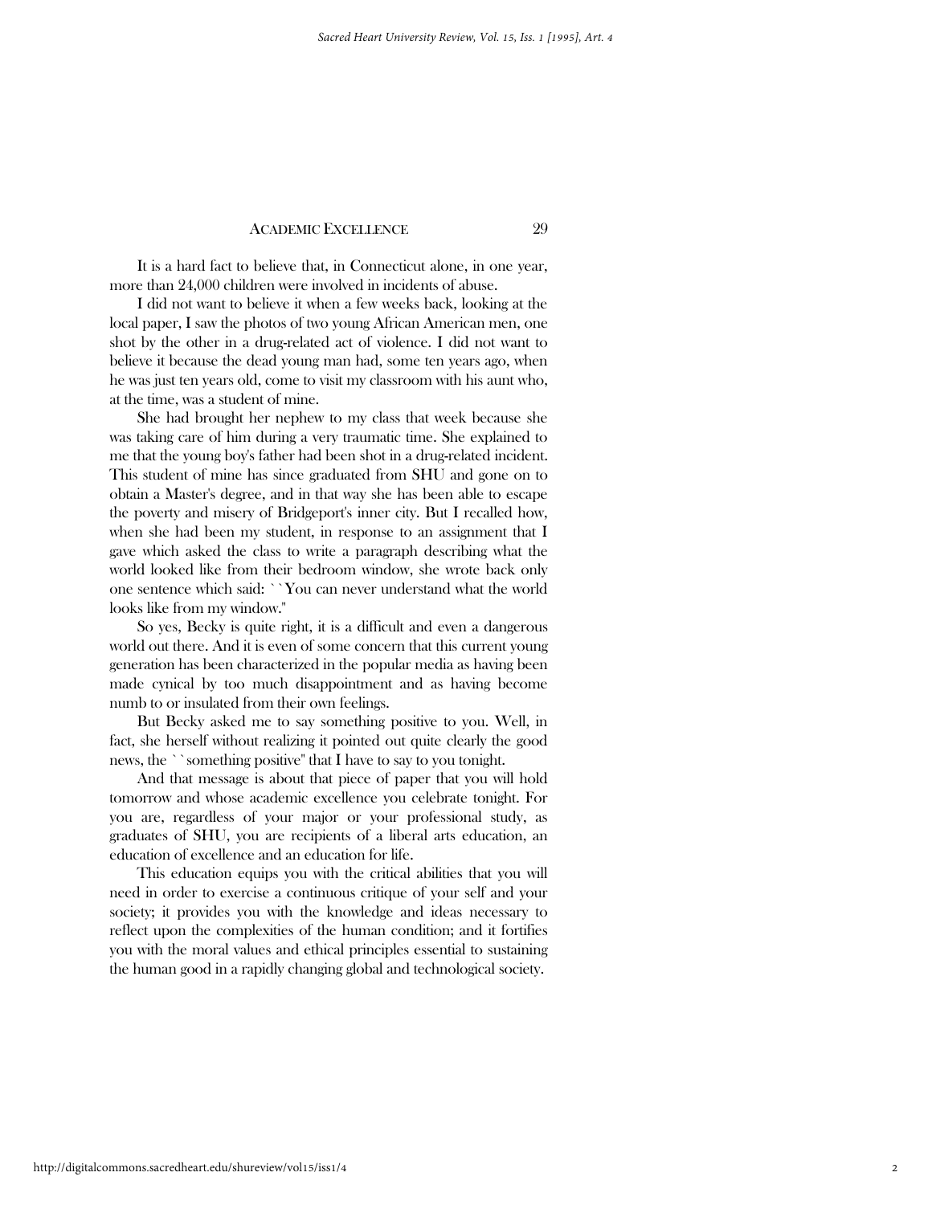It is a hard fact to believe that, in Connecticut alone, in one year, more than 24,000 children were involved in incidents of abuse.

I did not want to believe it when a few weeks back, looking at the local paper, I saw the photos of two young African American men, one shot by the other in a drug-related act of violence. I did not want to believe it because the dead young man had, some ten years ago, when he was just ten years old, come to visit my classroom with his aunt who, at the time, was a student of mine.

She had brought her nephew to my class that week because she was taking care of him during a very traumatic time. She explained to me that the young boy's father had been shot in a drug-related incident. This student of mine has since graduated from SHU and gone on to obtain a Master's degree, and in that way she has been able to escape the poverty and misery of Bridgeport's inner city. But I recalled how, when she had been my student, in response to an assignment that I gave which asked the class to write a paragraph describing what the world looked like from their bedroom window, she wrote back only one sentence which said: ``You can never understand what the world looks like from my window.''

So yes, Becky is quite right, it is a difficult and even a dangerous world out there. And it is even of some concern that this current young generation has been characterized in the popular media as having been made cynical by too much disappointment and as having become numb to or insulated from their own feelings.

But Becky asked me to say something positive to you. Well, in fact, she herself without realizing it pointed out quite clearly the good news, the ``something positive'' that I have to say to you tonight.

And that message is about that piece of paper that you will hold tomorrow and whose academic excellence you celebrate tonight. For you are, regardless of your major or your professional study, as graduates of SHU, you are recipients of a liberal arts education, an education of excellence and an education for life.

This education equips you with the critical abilities that you will need in order to exercise a continuous critique of your self and your society; it provides you with the knowledge and ideas necessary to reflect upon the complexities of the human condition; and it fortifies you with the moral values and ethical principles essential to sustaining the human good in a rapidly changing global and technological society.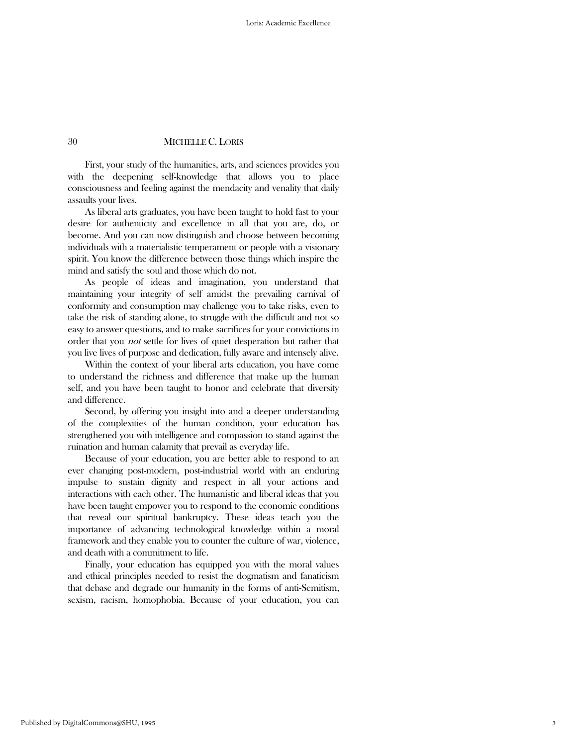First, your study of the humanities, arts, and sciences provides you with the deepening self-knowledge that allows you to place consciousness and feeling against the mendacity and venality that daily assaults your lives.

As liberal arts graduates, you have been taught to hold fast to your desire for authenticity and excellence in all that you are, do, or become. And you can now distinguish and choose between becoming individuals with a materialistic temperament or people with a visionary spirit. You know the difference between those things which inspire the mind and satisfy the soul and those which do not.

As people of ideas and imagination, you understand that maintaining your integrity of self amidst the prevailing carnival of conformity and consumption may challenge you to take risks, even to take the risk of standing alone, to struggle with the difficult and not so easy to answer questions, and to make sacrifices for your convictions in order that you *not* settle for lives of quiet desperation but rather that you live lives of purpose and dedication, fully aware and intensely alive.

Within the context of your liberal arts education, you have come to understand the richness and difference that make up the human self, and you have been taught to honor and celebrate that diversity and difference.

Second, by offering you insight into and a deeper understanding of the complexities of the human condition, your education has strengthened you with intelligence and compassion to stand against the ruination and human calamity that prevail as everyday life.

Because of your education, you are better able to respond to an ever changing post-modern, post-industrial world with an enduring impulse to sustain dignity and respect in all your actions and interactions with each other. The humanistic and liberal ideas that you have been taught empower you to respond to the economic conditions that reveal our spiritual bankruptcy. These ideas teach you the importance of advancing technological knowledge within a moral framework and they enable you to counter the culture of war, violence, and death with a commitment to life.

Finally, your education has equipped you with the moral values and ethical principles needed to resist the dogmatism and fanaticism that debase and degrade our humanity in the forms of anti-Semitism, sexism, racism, homophobia. Because of your education, you can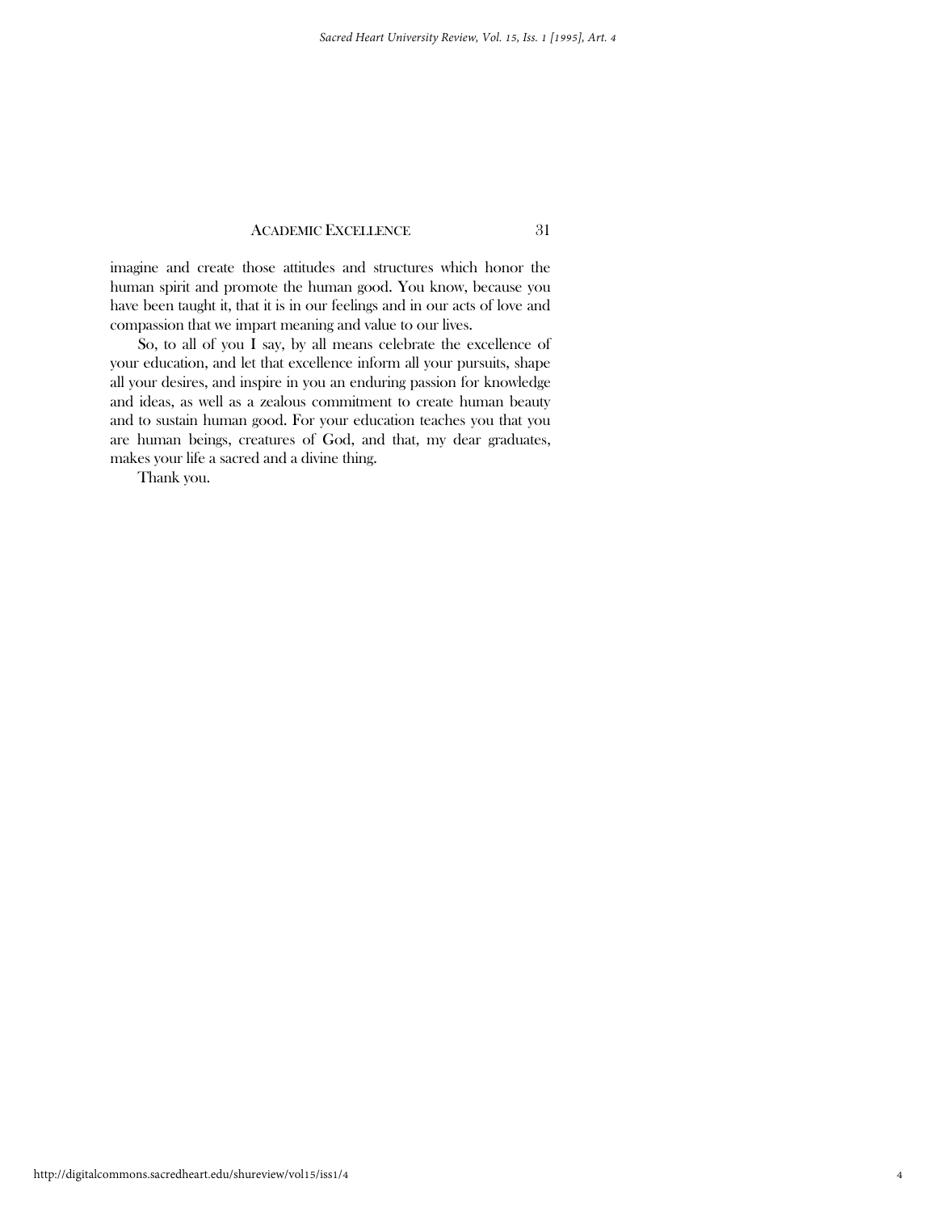imagine and create those attitudes and structures which honor the human spirit and promote the human good. You know, because you have been taught it, that it is in our feelings and in our acts of love and compassion that we impart meaning and value to our lives.

So, to all of you I say, by all means celebrate the excellence of your education, and let that excellence inform all your pursuits, shape all your desires, and inspire in you an enduring passion for knowledge and ideas, as well as a zealous commitment to create human beauty and to sustain human good. For your education teaches you that you are human beings, creatures of God, and that, my dear graduates, makes your life a sacred and a divine thing.

Thank you.